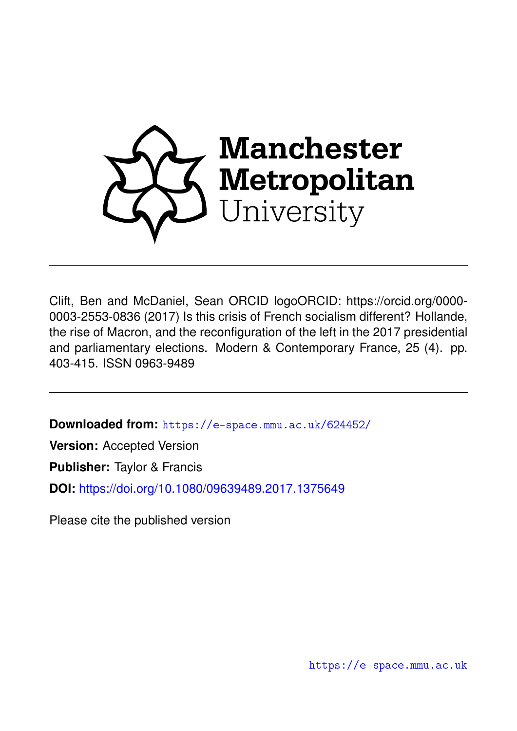Manchester Metropolitan University

---

Clift, Ben and McDaniel, Sean ORCID logoORCID: https://orcid.org/0000-0003-2553-0836 (2017) Is this crisis of French socialism different? Hollande, the rise of Macron, and the reconfiguration of the left in the 2017 presidential and parliamentary elections. Modern & Contemporary France, 25 (4). pp. 403-415. ISSN 0963-9489

---

**Downloaded from:** https://e-space.mmu.ac.uk/624452/

**Version:** Accepted Version

**Publisher:** Taylor & Francis

**DOI:** https://doi.org/10.1080/09639489.2017.1375649

Please cite the published version

https://e-space.mmu.ac.uk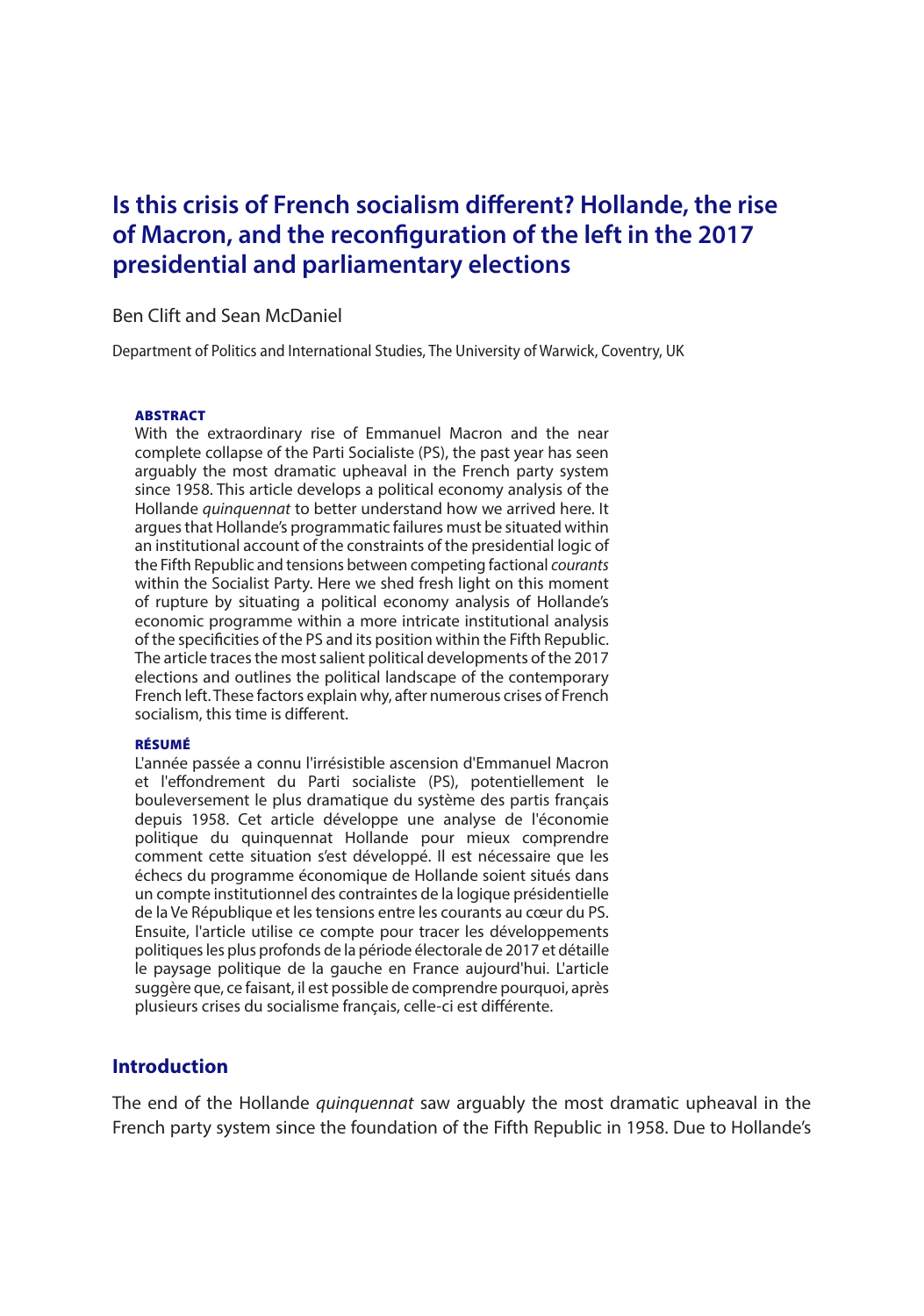# Is this crisis of French socialism different? Hollande, the rise of Macron, and the reconfiguration of the left in the 2017 presidential and parliamentary elections

Ben Clift and Sean McDaniel

Department of Politics and International Studies, The University of Warwick, Coventry, UK

### ABSTRACT

With the extraordinary rise of Emmanuel Macron and the near complete collapse of the Parti Socialiste (PS), the past year has seen arguably the most dramatic upheaval in the French party system since 1958. This article develops a political economy analysis of the Hollande *quinquennat* to better understand how we arrived here. It argues that Hollande's programmatic failures must be situated within an institutional account of the constraints of the presidential logic of the Fifth Republic and tensions between competing factional *courants* within the Socialist Party. Here we shed fresh light on this moment of rupture by situating a political economy analysis of Hollande's economic programme within a more intricate institutional analysis of the specificities of the PS and its position within the Fifth Republic. The article traces the most salient political developments of the 2017 elections and outlines the political landscape of the contemporary French left. These factors explain why, after numerous crises of French socialism, this time is different.

### RÉSUMÉ

L'année passée a connu l'irrésistible ascension d'Emmanuel Macron et l'effondrement du Parti socialiste (PS), potentiellement le bouleversement le plus dramatique du système des partis français depuis 1958. Cet article développe une analyse de l'économie politique du quinquennat Hollande pour mieux comprendre comment cette situation s'est développé. Il est nécessaire que les échecs du programme économique de Hollande soient situés dans un compte institutionnel des contraintes de la logique présidentielle de la Ve République et les tensions entre les courants au cœur du PS. Ensuite, l'article utilise ce compte pour tracer les développements politiques les plus profonds de la période électorale de 2017 et détaille le paysage politique de la gauche en France aujourd'hui. L'article suggère que, ce faisant, il est possible de comprendre pourquoi, après plusieurs crises du socialisme français, celle-ci est différente.

## Introduction

The end of the Hollande *quinquennat* saw arguably the most dramatic upheaval in the French party system since the foundation of the Fifth Republic in 1958. Due to Hollande's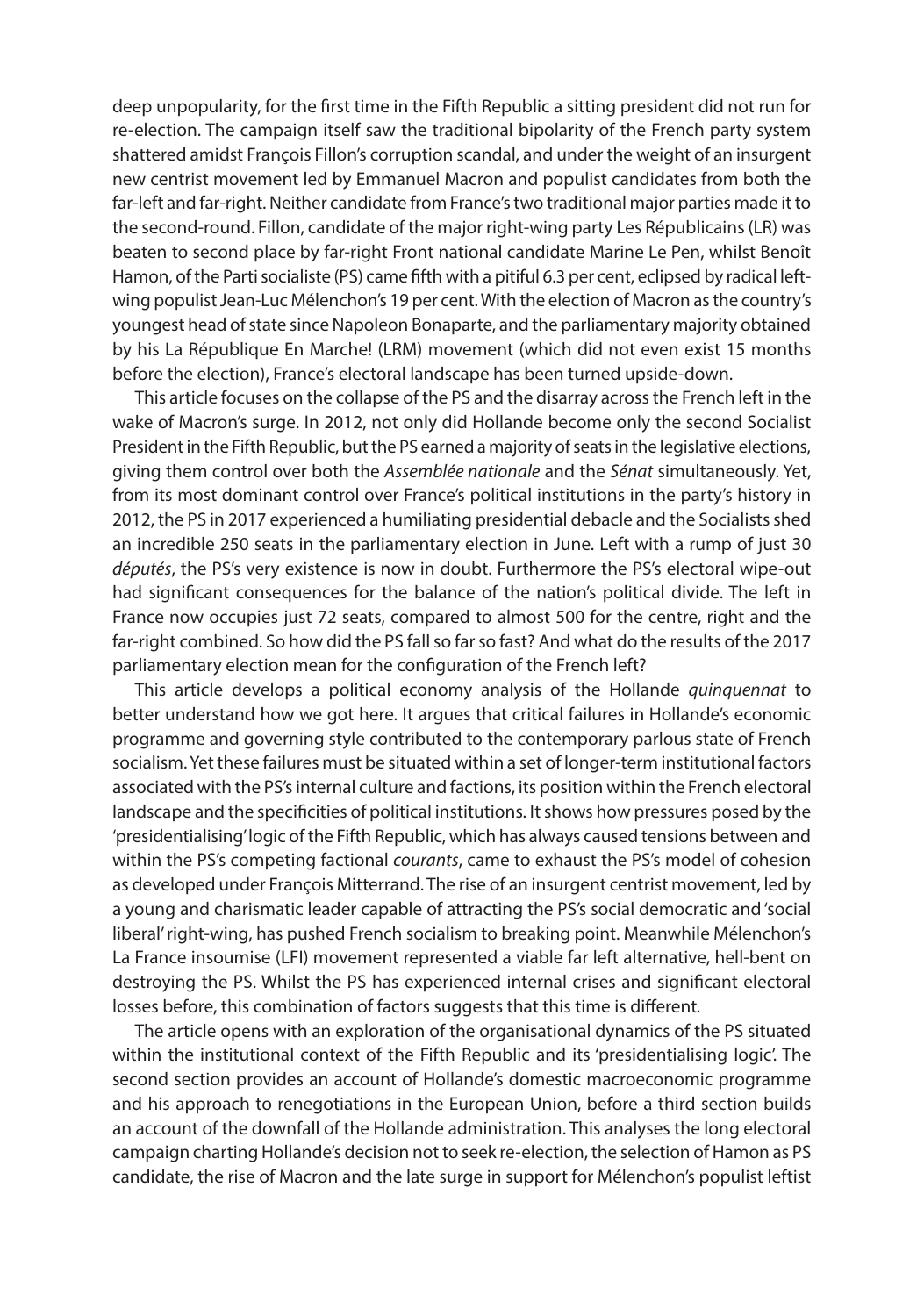deep unpopularity, for the first time in the Fifth Republic a sitting president did not run for re-election. The campaign itself saw the traditional bipolarity of the French party system shattered amidst François Fillon's corruption scandal, and under the weight of an insurgent new centrist movement led by Emmanuel Macron and populist candidates from both the far-left and far-right. Neither candidate from France's two traditional major parties made it to the second-round. Fillon, candidate of the major right-wing party Les Républicains (LR) was beaten to second place by far-right Front national candidate Marine Le Pen, whilst Benoît Hamon, of the Parti socialiste (PS) came fifth with a pitiful 6.3 per cent, eclipsed by radical left-wing populist Jean-Luc Mélenchon's 19 per cent. With the election of Macron as the country's youngest head of state since Napoleon Bonaparte, and the parliamentary majority obtained by his La République En Marche! (LRM) movement (which did not even exist 15 months before the election), France's electoral landscape has been turned upside-down.

This article focuses on the collapse of the PS and the disarray across the French left in the wake of Macron's surge. In 2012, not only did Hollande become only the second Socialist President in the Fifth Republic, but the PS earned a majority of seats in the legislative elections, giving them control over both the *Assemblée nationale* and the *Sénat* simultaneously. Yet, from its most dominant control over France's political institutions in the party's history in 2012, the PS in 2017 experienced a humiliating presidential debacle and the Socialists shed an incredible 250 seats in the parliamentary election in June. Left with a rump of just 30 *députés*, the PS's very existence is now in doubt. Furthermore the PS's electoral wipe-out had significant consequences for the balance of the nation's political divide. The left in France now occupies just 72 seats, compared to almost 500 for the centre, right and the far-right combined. So how did the PS fall so far so fast? And what do the results of the 2017 parliamentary election mean for the configuration of the French left?

This article develops a political economy analysis of the Hollande *quinquennat* to better understand how we got here. It argues that critical failures in Hollande's economic programme and governing style contributed to the contemporary parlous state of French socialism. Yet these failures must be situated within a set of longer-term institutional factors associated with the PS's internal culture and factions, its position within the French electoral landscape and the specificities of political institutions. It shows how pressures posed by the 'presidentialising' logic of the Fifth Republic, which has always caused tensions between and within the PS's competing factional *courants*, came to exhaust the PS's model of cohesion as developed under François Mitterrand. The rise of an insurgent centrist movement, led by a young and charismatic leader capable of attracting the PS's social democratic and 'social liberal' right-wing, has pushed French socialism to breaking point. Meanwhile Mélenchon's La France insoumise (LFI) movement represented a viable far left alternative, hell-bent on destroying the PS. Whilst the PS has experienced internal crises and significant electoral losses before, this combination of factors suggests that this time is different.

The article opens with an exploration of the organisational dynamics of the PS situated within the institutional context of the Fifth Republic and its 'presidentialising logic'. The second section provides an account of Hollande's domestic macroeconomic programme and his approach to renegotiations in the European Union, before a third section builds an account of the downfall of the Hollande administration. This analyses the long electoral campaign charting Hollande's decision not to seek re-election, the selection of Hamon as PS candidate, the rise of Macron and the late surge in support for Mélenchon's populist leftist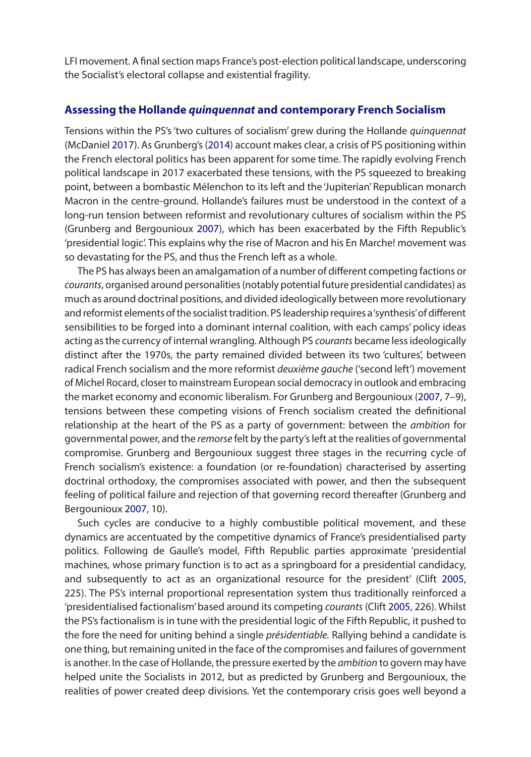LFI movement. A final section maps France's post-election political landscape, underscoring the Socialist's electoral collapse and existential fragility.

## Assessing the Hollande *quinquennat* and contemporary French Socialism

Tensions within the PS's 'two cultures of socialism' grew during the Hollande *quinquennat* (McDaniel 2017). As Grunberg's (2014) account makes clear, a crisis of PS positioning within the French electoral politics has been apparent for some time. The rapidly evolving French political landscape in 2017 exacerbated these tensions, with the PS squeezed to breaking point, between a bombastic Mélenchon to its left and the 'Jupiterian' Republican monarch Macron in the centre-ground. Hollande's failures must be understood in the context of a long-run tension between reformist and revolutionary cultures of socialism within the PS (Grunberg and Bergounioux 2007), which has been exacerbated by the Fifth Republic's 'presidential logic'. This explains why the rise of Macron and his En Marche! movement was so devastating for the PS, and thus the French left as a whole.

The PS has always been an amalgamation of a number of different competing factions or *courants*, organised around personalities (notably potential future presidential candidates) as much as around doctrinal positions, and divided ideologically between more revolutionary and reformist elements of the socialist tradition. PS leadership requires a 'synthesis' of different sensibilities to be forged into a dominant internal coalition, with each camps' policy ideas acting as the currency of internal wrangling. Although PS *courants* became less ideologically distinct after the 1970s, the party remained divided between its two 'cultures', between radical French socialism and the more reformist *deuxième gauche* ('second left') movement of Michel Rocard, closer to mainstream European social democracy in outlook and embracing the market economy and economic liberalism. For Grunberg and Bergounioux (2007, 7–9), tensions between these competing visions of French socialism created the definitional relationship at the heart of the PS as a party of government: between the *ambition* for governmental power, and the *remorse* felt by the party's left at the realities of governmental compromise. Grunberg and Bergounioux suggest three stages in the recurring cycle of French socialism's existence: a foundation (or re-foundation) characterised by asserting doctrinal orthodoxy, the compromises associated with power, and then the subsequent feeling of political failure and rejection of that governing record thereafter (Grunberg and Bergounioux 2007, 10).

Such cycles are conducive to a highly combustible political movement, and these dynamics are accentuated by the competitive dynamics of France's presidentialised party politics. Following de Gaulle's model, Fifth Republic parties approximate 'presidential machines, whose primary function is to act as a springboard for a presidential candidacy, and subsequently to act as an organizational resource for the president' (Clift 2005, 225). The PS's internal proportional representation system thus traditionally reinforced a 'presidentialised factionalism' based around its competing *courants* (Clift 2005, 226). Whilst the PS's factionalism is in tune with the presidential logic of the Fifth Republic, it pushed to the fore the need for uniting behind a single *présidentiable.* Rallying behind a candidate is one thing, but remaining united in the face of the compromises and failures of government is another. In the case of Hollande, the pressure exerted by the *ambition* to govern may have helped unite the Socialists in 2012, but as predicted by Grunberg and Bergounioux, the realities of power created deep divisions. Yet the contemporary crisis goes well beyond a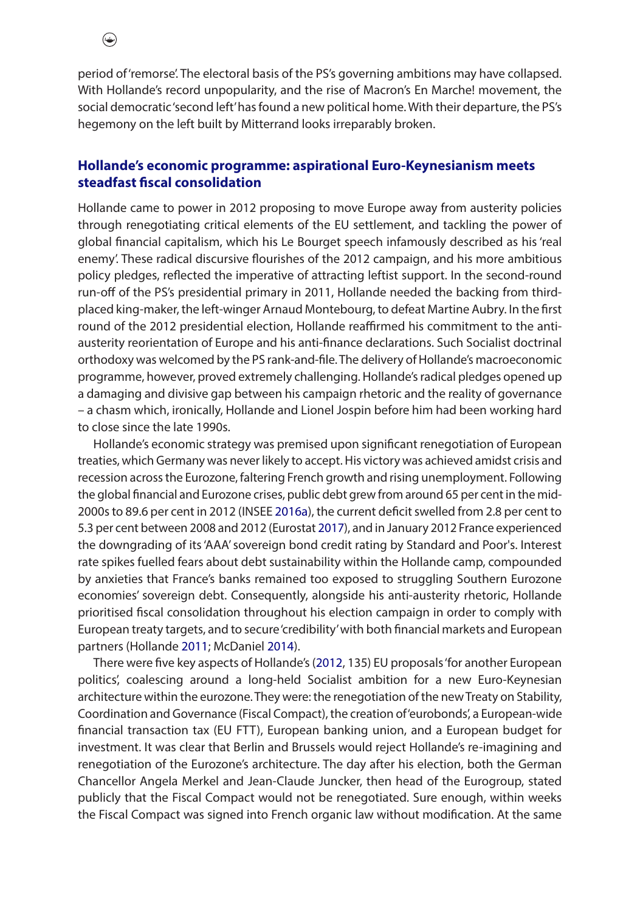period of 'remorse'. The electoral basis of the PS's governing ambitions may have collapsed. With Hollande's record unpopularity, and the rise of Macron's En Marche! movement, the social democratic 'second left' has found a new political home. With their departure, the PS's hegemony on the left built by Mitterrand looks irreparably broken.

## Hollande's economic programme: aspirational Euro-Keynesianism meets steadfast fiscal consolidation

Hollande came to power in 2012 proposing to move Europe away from austerity policies through renegotiating critical elements of the EU settlement, and tackling the power of global financial capitalism, which his Le Bourget speech infamously described as his 'real enemy'. These radical discursive flourishes of the 2012 campaign, and his more ambitious policy pledges, reflected the imperative of attracting leftist support. In the second-round run-off of the PS's presidential primary in 2011, Hollande needed the backing from third-placed king-maker, the left-winger Arnaud Montebourg, to defeat Martine Aubry. In the first round of the 2012 presidential election, Hollande reaffirmed his commitment to the anti-austerity reorientation of Europe and his anti-finance declarations. Such Socialist doctrinal orthodoxy was welcomed by the PS rank-and-file. The delivery of Hollande's macroeconomic programme, however, proved extremely challenging. Hollande's radical pledges opened up a damaging and divisive gap between his campaign rhetoric and the reality of governance – a chasm which, ironically, Hollande and Lionel Jospin before him had been working hard to close since the late 1990s.

Hollande's economic strategy was premised upon significant renegotiation of European treaties, which Germany was never likely to accept. His victory was achieved amidst crisis and recession across the Eurozone, faltering French growth and rising unemployment. Following the global financial and Eurozone crises, public debt grew from around 65 per cent in the mid-2000s to 89.6 per cent in 2012 (INSEE 2016a), the current deficit swelled from 2.8 per cent to 5.3 per cent between 2008 and 2012 (Eurostat 2017), and in January 2012 France experienced the downgrading of its 'AAA' sovereign bond credit rating by Standard and Poor's. Interest rate spikes fuelled fears about debt sustainability within the Hollande camp, compounded by anxieties that France's banks remained too exposed to struggling Southern Eurozone economies' sovereign debt. Consequently, alongside his anti-austerity rhetoric, Hollande prioritised fiscal consolidation throughout his election campaign in order to comply with European treaty targets, and to secure 'credibility' with both financial markets and European partners (Hollande 2011; McDaniel 2014).

There were five key aspects of Hollande's (2012, 135) EU proposals 'for another European politics', coalescing around a long-held Socialist ambition for a new Euro-Keynesian architecture within the eurozone. They were: the renegotiation of the new Treaty on Stability, Coordination and Governance (Fiscal Compact), the creation of 'eurobonds', a European-wide financial transaction tax (EU FTT), European banking union, and a European budget for investment. It was clear that Berlin and Brussels would reject Hollande's re-imagining and renegotiation of the Eurozone's architecture. The day after his election, both the German Chancellor Angela Merkel and Jean-Claude Juncker, then head of the Eurogroup, stated publicly that the Fiscal Compact would not be renegotiated. Sure enough, within weeks the Fiscal Compact was signed into French organic law without modification. At the same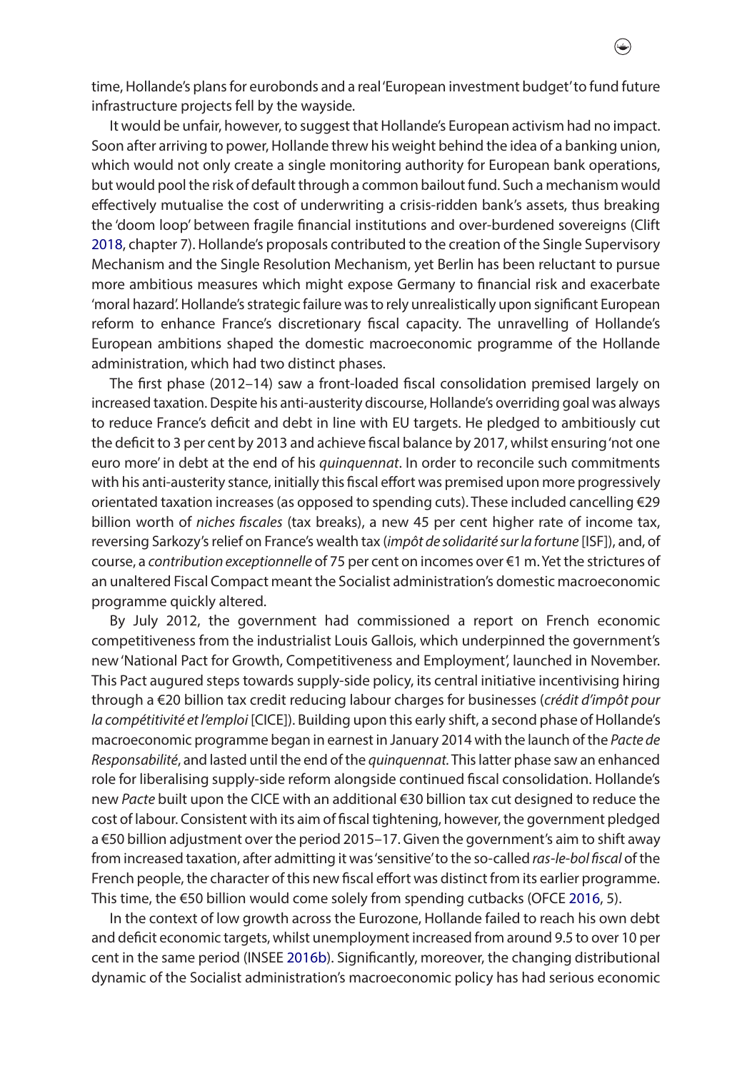time, Hollande's plans for eurobonds and a real 'European investment budget' to fund future infrastructure projects fell by the wayside.

It would be unfair, however, to suggest that Hollande's European activism had no impact. Soon after arriving to power, Hollande threw his weight behind the idea of a banking union, which would not only create a single monitoring authority for European bank operations, but would pool the risk of default through a common bailout fund. Such a mechanism would effectively mutualise the cost of underwriting a crisis-ridden bank's assets, thus breaking the 'doom loop' between fragile financial institutions and over-burdened sovereigns (Clift 2018, chapter 7). Hollande's proposals contributed to the creation of the Single Supervisory Mechanism and the Single Resolution Mechanism, yet Berlin has been reluctant to pursue more ambitious measures which might expose Germany to financial risk and exacerbate 'moral hazard'. Hollande's strategic failure was to rely unrealistically upon significant European reform to enhance France's discretionary fiscal capacity. The unravelling of Hollande's European ambitions shaped the domestic macroeconomic programme of the Hollande administration, which had two distinct phases.

The first phase (2012–14) saw a front-loaded fiscal consolidation premised largely on increased taxation. Despite his anti-austerity discourse, Hollande's overriding goal was always to reduce France's deficit and debt in line with EU targets. He pledged to ambitiously cut the deficit to 3 per cent by 2013 and achieve fiscal balance by 2017, whilst ensuring 'not one euro more' in debt at the end of his *quinquennat*. In order to reconcile such commitments with his anti-austerity stance, initially this fiscal effort was premised upon more progressively orientated taxation increases (as opposed to spending cuts). These included cancelling €29 billion worth of *niches fiscales* (tax breaks), a new 45 per cent higher rate of income tax, reversing Sarkozy's relief on France's wealth tax (*impôt de solidarité sur la fortune* [ISF]), and, of course, a *contribution exceptionnelle* of 75 per cent on incomes over €1 m. Yet the strictures of an unaltered Fiscal Compact meant the Socialist administration's domestic macroeconomic programme quickly altered.

By July 2012, the government had commissioned a report on French economic competitiveness from the industrialist Louis Gallois, which underpinned the government's new 'National Pact for Growth, Competitiveness and Employment', launched in November. This Pact augured steps towards supply-side policy, its central initiative incentivising hiring through a €20 billion tax credit reducing labour charges for businesses (*crédit d'impôt pour la compétitivité et l'emploi* [CICE]). Building upon this early shift, a second phase of Hollande's macroeconomic programme began in earnest in January 2014 with the launch of the *Pacte de Responsabilité*, and lasted until the end of the *quinquennat*. This latter phase saw an enhanced role for liberalising supply-side reform alongside continued fiscal consolidation. Hollande's new *Pacte* built upon the CICE with an additional €30 billion tax cut designed to reduce the cost of labour. Consistent with its aim of fiscal tightening, however, the government pledged a €50 billion adjustment over the period 2015–17. Given the government's aim to shift away from increased taxation, after admitting it was 'sensitive' to the so-called *ras-le-bol fiscal* of the French people, the character of this new fiscal effort was distinct from its earlier programme. This time, the €50 billion would come solely from spending cutbacks (OFCE 2016, 5).

In the context of low growth across the Eurozone, Hollande failed to reach his own debt and deficit economic targets, whilst unemployment increased from around 9.5 to over 10 per cent in the same period (INSEE 2016b). Significantly, moreover, the changing distributional dynamic of the Socialist administration's macroeconomic policy has had serious economic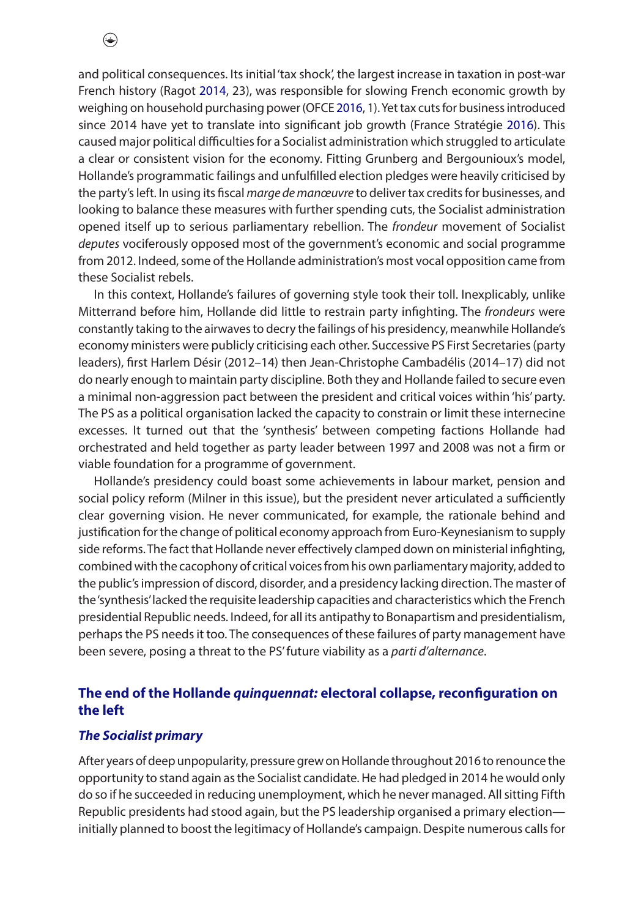and political consequences. Its initial 'tax shock', the largest increase in taxation in post-war French history (Ragot 2014, 23), was responsible for slowing French economic growth by weighing on household purchasing power (OFCE 2016, 1). Yet tax cuts for business introduced since 2014 have yet to translate into significant job growth (France Stratégie 2016). This caused major political difficulties for a Socialist administration which struggled to articulate a clear or consistent vision for the economy. Fitting Grunberg and Bergounioux's model, Hollande's programmatic failings and unfulfilled election pledges were heavily criticised by the party's left. In using its fiscal *marge de manœuvre* to deliver tax credits for businesses, and looking to balance these measures with further spending cuts, the Socialist administration opened itself up to serious parliamentary rebellion. The *frondeur* movement of Socialist *deputes* vociferously opposed most of the government's economic and social programme from 2012. Indeed, some of the Hollande administration's most vocal opposition came from these Socialist rebels.

In this context, Hollande's failures of governing style took their toll. Inexplicably, unlike Mitterrand before him, Hollande did little to restrain party infighting. The *frondeurs* were constantly taking to the airwaves to decry the failings of his presidency, meanwhile Hollande's economy ministers were publicly criticising each other. Successive PS First Secretaries (party leaders), first Harlem Désir (2012–14) then Jean-Christophe Cambadélis (2014–17) did not do nearly enough to maintain party discipline. Both they and Hollande failed to secure even a minimal non-aggression pact between the president and critical voices within 'his' party. The PS as a political organisation lacked the capacity to constrain or limit these internecine excesses. It turned out that the 'synthesis' between competing factions Hollande had orchestrated and held together as party leader between 1997 and 2008 was not a firm or viable foundation for a programme of government.

Hollande's presidency could boast some achievements in labour market, pension and social policy reform (Milner in this issue), but the president never articulated a sufficiently clear governing vision. He never communicated, for example, the rationale behind and justification for the change of political economy approach from Euro-Keynesianism to supply side reforms. The fact that Hollande never effectively clamped down on ministerial infighting, combined with the cacophony of critical voices from his own parliamentary majority, added to the public's impression of discord, disorder, and a presidency lacking direction. The master of the 'synthesis' lacked the requisite leadership capacities and characteristics which the French presidential Republic needs. Indeed, for all its antipathy to Bonapartism and presidentialism, perhaps the PS needs it too. The consequences of these failures of party management have been severe, posing a threat to the PS' future viability as a *parti d'alternance*.

## The end of the Hollande *quinquennat:* electoral collapse, reconfiguration on the left

### *The Socialist primary*

After years of deep unpopularity, pressure grew on Hollande throughout 2016 to renounce the opportunity to stand again as the Socialist candidate. He had pledged in 2014 he would only do so if he succeeded in reducing unemployment, which he never managed. All sitting Fifth Republic presidents had stood again, but the PS leadership organised a primary election—initially planned to boost the legitimacy of Hollande's campaign. Despite numerous calls for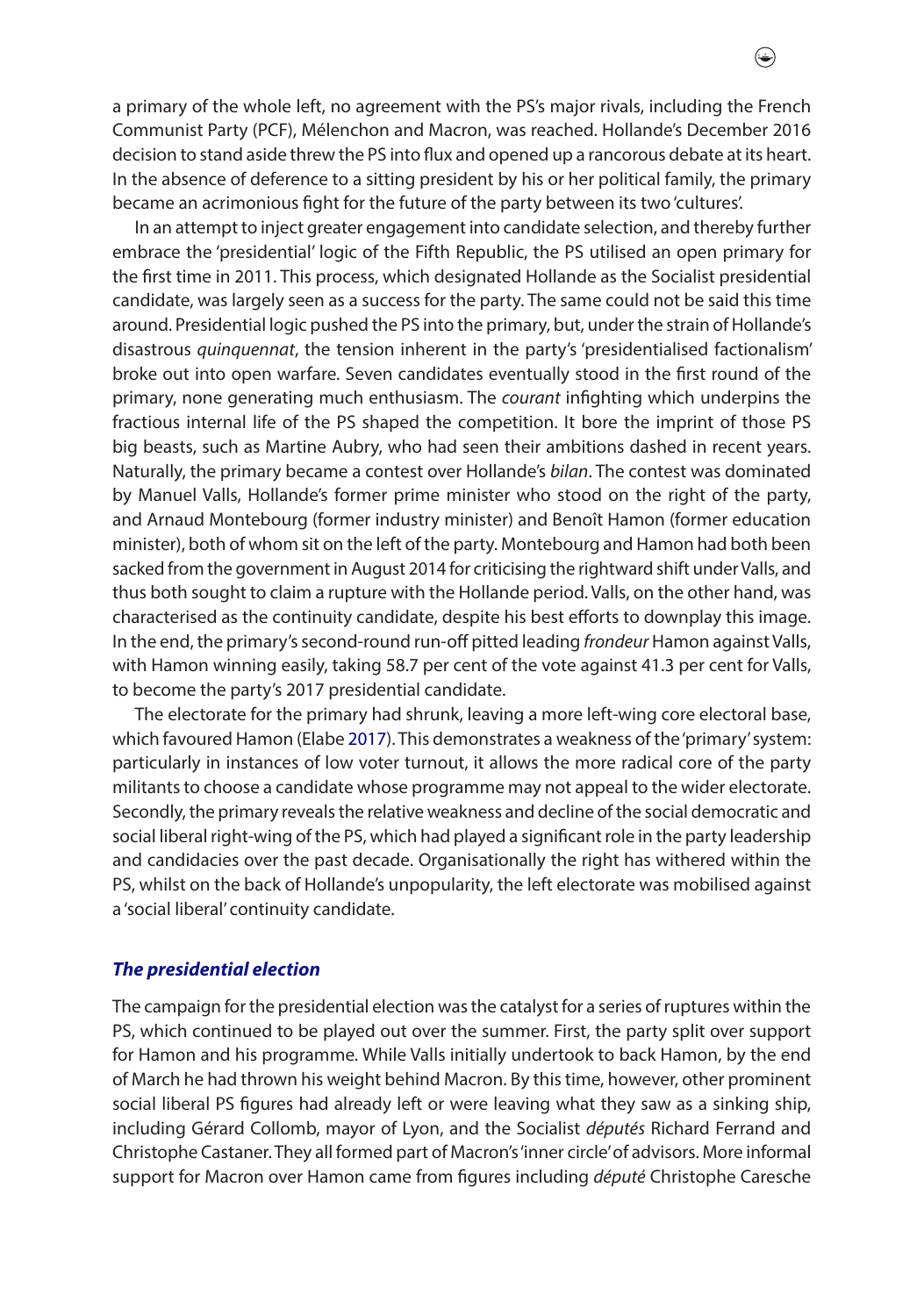a primary of the whole left, no agreement with the PS's major rivals, including the French Communist Party (PCF), Mélenchon and Macron, was reached. Hollande's December 2016 decision to stand aside threw the PS into flux and opened up a rancorous debate at its heart. In the absence of deference to a sitting president by his or her political family, the primary became an acrimonious fight for the future of the party between its two 'cultures'.

In an attempt to inject greater engagement into candidate selection, and thereby further embrace the 'presidential' logic of the Fifth Republic, the PS utilised an open primary for the first time in 2011. This process, which designated Hollande as the Socialist presidential candidate, was largely seen as a success for the party. The same could not be said this time around. Presidential logic pushed the PS into the primary, but, under the strain of Hollande's disastrous *quinquennat*, the tension inherent in the party's 'presidentialised factionalism' broke out into open warfare. Seven candidates eventually stood in the first round of the primary, none generating much enthusiasm. The *courant* infighting which underpins the fractious internal life of the PS shaped the competition. It bore the imprint of those PS big beasts, such as Martine Aubry, who had seen their ambitions dashed in recent years. Naturally, the primary became a contest over Hollande's *bilan*. The contest was dominated by Manuel Valls, Hollande's former prime minister who stood on the right of the party, and Arnaud Montebourg (former industry minister) and Benoît Hamon (former education minister), both of whom sit on the left of the party. Montebourg and Hamon had both been sacked from the government in August 2014 for criticising the rightward shift under Valls, and thus both sought to claim a rupture with the Hollande period. Valls, on the other hand, was characterised as the continuity candidate, despite his best efforts to downplay this image. In the end, the primary's second-round run-off pitted leading *frondeur* Hamon against Valls, with Hamon winning easily, taking 58.7 per cent of the vote against 41.3 per cent for Valls, to become the party's 2017 presidential candidate.

The electorate for the primary had shrunk, leaving a more left-wing core electoral base, which favoured Hamon (Elabe 2017). This demonstrates a weakness of the 'primary' system: particularly in instances of low voter turnout, it allows the more radical core of the party militants to choose a candidate whose programme may not appeal to the wider electorate. Secondly, the primary reveals the relative weakness and decline of the social democratic and social liberal right-wing of the PS, which had played a significant role in the party leadership and candidacies over the past decade. Organisationally the right has withered within the PS, whilst on the back of Hollande's unpopularity, the left electorate was mobilised against a 'social liberal' continuity candidate.

### *The presidential election*

The campaign for the presidential election was the catalyst for a series of ruptures within the PS, which continued to be played out over the summer. First, the party split over support for Hamon and his programme. While Valls initially undertook to back Hamon, by the end of March he had thrown his weight behind Macron. By this time, however, other prominent social liberal PS figures had already left or were leaving what they saw as a sinking ship, including Gérard Collomb, mayor of Lyon, and the Socialist *députés* Richard Ferrand and Christophe Castaner. They all formed part of Macron's 'inner circle' of advisors. More informal support for Macron over Hamon came from figures including *député* Christophe Caresche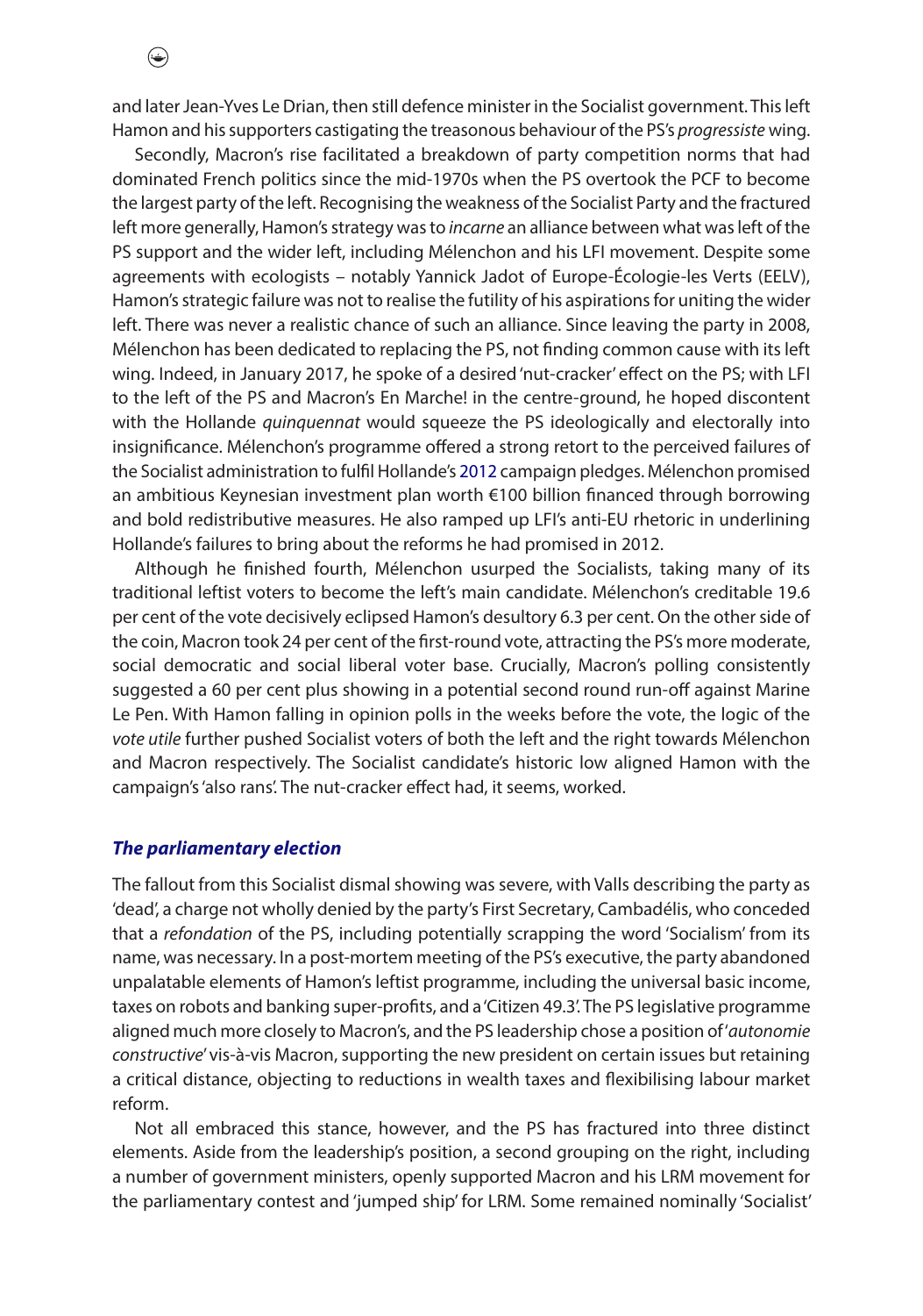and later Jean-Yves Le Drian, then still defence minister in the Socialist government. This left Hamon and his supporters castigating the treasonous behaviour of the PS's *progressiste* wing.

Secondly, Macron's rise facilitated a breakdown of party competition norms that had dominated French politics since the mid-1970s when the PS overtook the PCF to become the largest party of the left. Recognising the weakness of the Socialist Party and the fractured left more generally, Hamon's strategy was to *incarne* an alliance between what was left of the PS support and the wider left, including Mélenchon and his LFI movement. Despite some agreements with ecologists – notably Yannick Jadot of Europe-Écologie-les Verts (EELV), Hamon's strategic failure was not to realise the futility of his aspirations for uniting the wider left. There was never a realistic chance of such an alliance. Since leaving the party in 2008, Mélenchon has been dedicated to replacing the PS, not finding common cause with its left wing. Indeed, in January 2017, he spoke of a desired 'nut-cracker' effect on the PS; with LFI to the left of the PS and Macron's En Marche! in the centre-ground, he hoped discontent with the Hollande *quinquennat* would squeeze the PS ideologically and electorally into insignificance. Mélenchon's programme offered a strong retort to the perceived failures of the Socialist administration to fulfil Hollande's 2012 campaign pledges. Mélenchon promised an ambitious Keynesian investment plan worth €100 billion financed through borrowing and bold redistributive measures. He also ramped up LFI's anti-EU rhetoric in underlining Hollande's failures to bring about the reforms he had promised in 2012.

Although he finished fourth, Mélenchon usurped the Socialists, taking many of its traditional leftist voters to become the left's main candidate. Mélenchon's creditable 19.6 per cent of the vote decisively eclipsed Hamon's desultory 6.3 per cent. On the other side of the coin, Macron took 24 per cent of the first-round vote, attracting the PS's more moderate, social democratic and social liberal voter base. Crucially, Macron's polling consistently suggested a 60 per cent plus showing in a potential second round run-off against Marine Le Pen. With Hamon falling in opinion polls in the weeks before the vote, the logic of the *vote utile* further pushed Socialist voters of both the left and the right towards Mélenchon and Macron respectively. The Socialist candidate's historic low aligned Hamon with the campaign's 'also rans'. The nut-cracker effect had, it seems, worked.

### *The parliamentary election*

The fallout from this Socialist dismal showing was severe, with Valls describing the party as 'dead', a charge not wholly denied by the party's First Secretary, Cambadélis, who conceded that a *refondation* of the PS, including potentially scrapping the word 'Socialism' from its name, was necessary. In a post-mortem meeting of the PS's executive, the party abandoned unpalatable elements of Hamon's leftist programme, including the universal basic income, taxes on robots and banking super-profits, and a 'Citizen 49.3'. The PS legislative programme aligned much more closely to Macron's, and the PS leadership chose a position of '*autonomie constructive*' vis-à-vis Macron, supporting the new president on certain issues but retaining a critical distance, objecting to reductions in wealth taxes and flexibilising labour market reform.

Not all embraced this stance, however, and the PS has fractured into three distinct elements. Aside from the leadership's position, a second grouping on the right, including a number of government ministers, openly supported Macron and his LRM movement for the parliamentary contest and 'jumped ship' for LRM. Some remained nominally 'Socialist'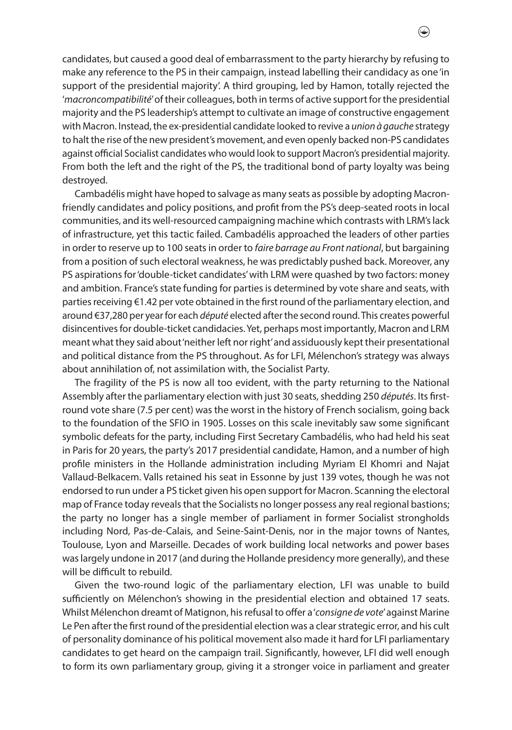candidates, but caused a good deal of embarrassment to the party hierarchy by refusing to make any reference to the PS in their campaign, instead labelling their candidacy as one 'in support of the presidential majority'. A third grouping, led by Hamon, totally rejected the '*macroncompatibilité*' of their colleagues, both in terms of active support for the presidential majority and the PS leadership's attempt to cultivate an image of constructive engagement with Macron. Instead, the ex-presidential candidate looked to revive a *union à gauche* strategy to halt the rise of the new president's movement, and even openly backed non-PS candidates against official Socialist candidates who would look to support Macron's presidential majority. From both the left and the right of the PS, the traditional bond of party loyalty was being destroyed.

Cambadélis might have hoped to salvage as many seats as possible by adopting Macron-friendly candidates and policy positions, and profit from the PS's deep-seated roots in local communities, and its well-resourced campaigning machine which contrasts with LRM's lack of infrastructure, yet this tactic failed. Cambadélis approached the leaders of other parties in order to reserve up to 100 seats in order to *faire barrage au Front national*, but bargaining from a position of such electoral weakness, he was predictably pushed back. Moreover, any PS aspirations for 'double-ticket candidates' with LRM were quashed by two factors: money and ambition. France's state funding for parties is determined by vote share and seats, with parties receiving €1.42 per vote obtained in the first round of the parliamentary election, and around €37,280 per year for each *député* elected after the second round. This creates powerful disincentives for double-ticket candidacies. Yet, perhaps most importantly, Macron and LRM meant what they said about 'neither left nor right' and assiduously kept their presentational and political distance from the PS throughout. As for LFI, Mélenchon's strategy was always about annihilation of, not assimilation with, the Socialist Party.

The fragility of the PS is now all too evident, with the party returning to the National Assembly after the parliamentary election with just 30 seats, shedding 250 *députés*. Its first-round vote share (7.5 per cent) was the worst in the history of French socialism, going back to the foundation of the SFIO in 1905. Losses on this scale inevitably saw some significant symbolic defeats for the party, including First Secretary Cambadélis, who had held his seat in Paris for 20 years, the party's 2017 presidential candidate, Hamon, and a number of high profile ministers in the Hollande administration including Myriam El Khomri and Najat Vallaud-Belkacem. Valls retained his seat in Essonne by just 139 votes, though he was not endorsed to run under a PS ticket given his open support for Macron. Scanning the electoral map of France today reveals that the Socialists no longer possess any real regional bastions; the party no longer has a single member of parliament in former Socialist strongholds including Nord, Pas-de-Calais, and Seine-Saint-Denis, nor in the major towns of Nantes, Toulouse, Lyon and Marseille. Decades of work building local networks and power bases was largely undone in 2017 (and during the Hollande presidency more generally), and these will be difficult to rebuild.

Given the two-round logic of the parliamentary election, LFI was unable to build sufficiently on Mélenchon's showing in the presidential election and obtained 17 seats. Whilst Mélenchon dreamt of Matignon, his refusal to offer a '*consigne de vote*' against Marine Le Pen after the first round of the presidential election was a clear strategic error, and his cult of personality dominance of his political movement also made it hard for LFI parliamentary candidates to get heard on the campaign trail. Significantly, however, LFI did well enough to form its own parliamentary group, giving it a stronger voice in parliament and greater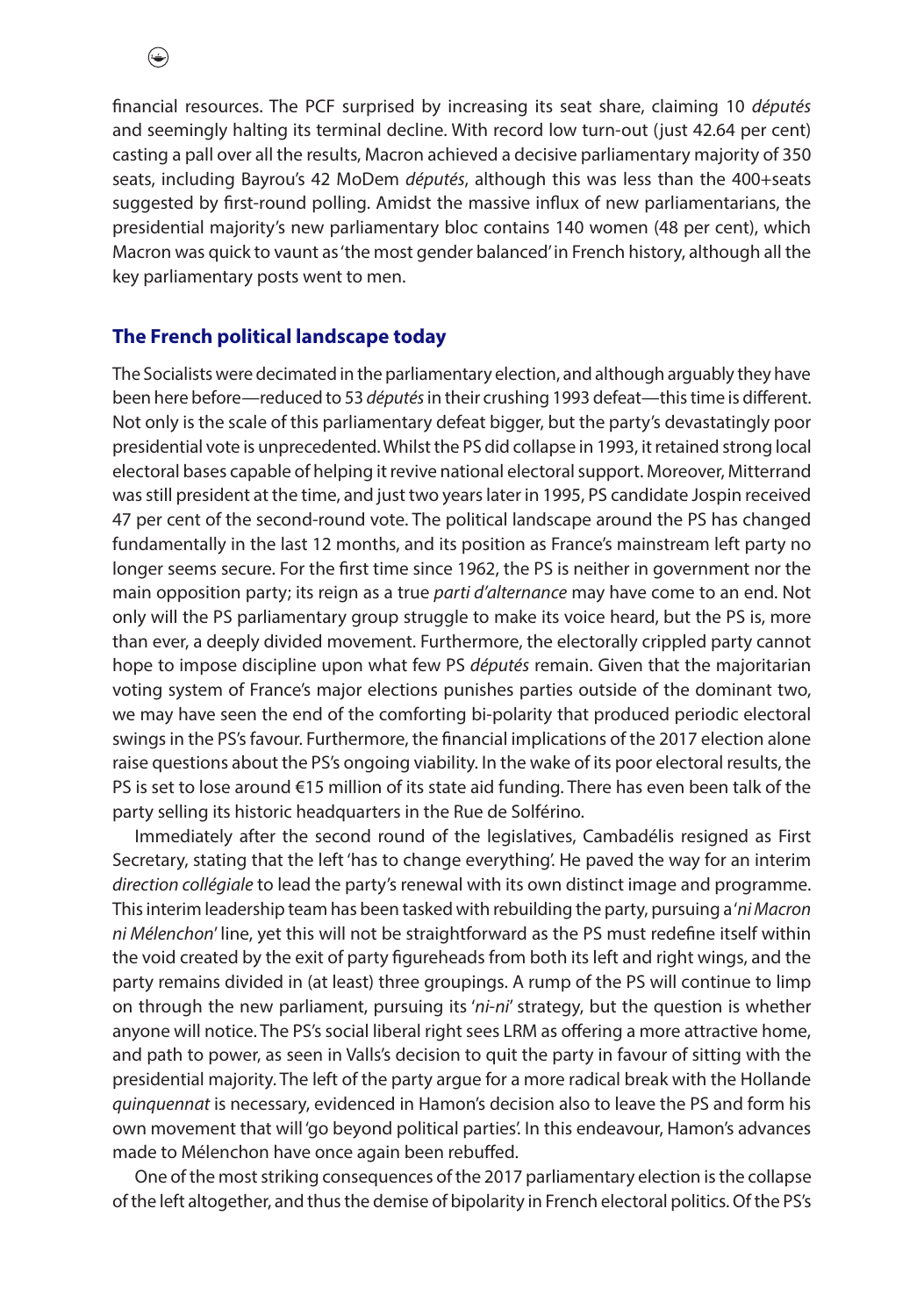financial resources. The PCF surprised by increasing its seat share, claiming 10 *députés* and seemingly halting its terminal decline. With record low turn-out (just 42.64 per cent) casting a pall over all the results, Macron achieved a decisive parliamentary majority of 350 seats, including Bayrou's 42 MoDem *députés*, although this was less than the 400+seats suggested by first-round polling. Amidst the massive influx of new parliamentarians, the presidential majority's new parliamentary bloc contains 140 women (48 per cent), which Macron was quick to vaunt as 'the most gender balanced' in French history, although all the key parliamentary posts went to men.

## The French political landscape today

The Socialists were decimated in the parliamentary election, and although arguably they have been here before—reduced to 53 *députés* in their crushing 1993 defeat—this time is different. Not only is the scale of this parliamentary defeat bigger, but the party's devastatingly poor presidential vote is unprecedented. Whilst the PS did collapse in 1993, it retained strong local electoral bases capable of helping it revive national electoral support. Moreover, Mitterrand was still president at the time, and just two years later in 1995, PS candidate Jospin received 47 per cent of the second-round vote. The political landscape around the PS has changed fundamentally in the last 12 months, and its position as France's mainstream left party no longer seems secure. For the first time since 1962, the PS is neither in government nor the main opposition party; its reign as a true *parti d'alternance* may have come to an end. Not only will the PS parliamentary group struggle to make its voice heard, but the PS is, more than ever, a deeply divided movement. Furthermore, the electorally crippled party cannot hope to impose discipline upon what few PS *députés* remain. Given that the majoritarian voting system of France's major elections punishes parties outside of the dominant two, we may have seen the end of the comforting bi-polarity that produced periodic electoral swings in the PS's favour. Furthermore, the financial implications of the 2017 election alone raise questions about the PS's ongoing viability. In the wake of its poor electoral results, the PS is set to lose around €15 million of its state aid funding. There has even been talk of the party selling its historic headquarters in the Rue de Solférino.

Immediately after the second round of the legislatives, Cambadélis resigned as First Secretary, stating that the left 'has to change everything'. He paved the way for an interim *direction collégiale* to lead the party's renewal with its own distinct image and programme. This interim leadership team has been tasked with rebuilding the party, pursuing a '*ni Macron ni Mélenchon*' line, yet this will not be straightforward as the PS must redefine itself within the void created by the exit of party figureheads from both its left and right wings, and the party remains divided in (at least) three groupings. A rump of the PS will continue to limp on through the new parliament, pursuing its '*ni-ni*' strategy, but the question is whether anyone will notice. The PS's social liberal right sees LRM as offering a more attractive home, and path to power, as seen in Valls's decision to quit the party in favour of sitting with the presidential majority. The left of the party argue for a more radical break with the Hollande *quinquennat* is necessary, evidenced in Hamon's decision also to leave the PS and form his own movement that will 'go beyond political parties'. In this endeavour, Hamon's advances made to Mélenchon have once again been rebuffed.

One of the most striking consequences of the 2017 parliamentary election is the collapse of the left altogether, and thus the demise of bipolarity in French electoral politics. Of the PS's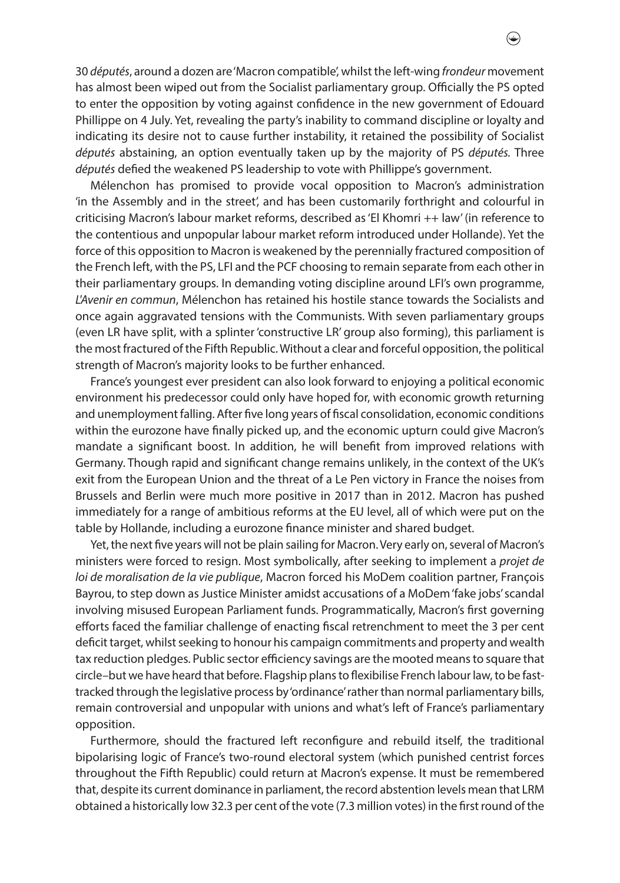30 *députés*, around a dozen are 'Macron compatible', whilst the left-wing *frondeur* movement has almost been wiped out from the Socialist parliamentary group. Officially the PS opted to enter the opposition by voting against confidence in the new government of Edouard Phillippe on 4 July. Yet, revealing the party's inability to command discipline or loyalty and indicating its desire not to cause further instability, it retained the possibility of Socialist *députés* abstaining, an option eventually taken up by the majority of PS *députés*. Three *députés* defied the weakened PS leadership to vote with Phillippe's government.

Mélenchon has promised to provide vocal opposition to Macron's administration 'in the Assembly and in the street', and has been customarily forthright and colourful in criticising Macron's labour market reforms, described as 'El Khomri ++ law' (in reference to the contentious and unpopular labour market reform introduced under Hollande). Yet the force of this opposition to Macron is weakened by the perennially fractured composition of the French left, with the PS, LFI and the PCF choosing to remain separate from each other in their parliamentary groups. In demanding voting discipline around LFI's own programme, *L'Avenir en commun*, Mélenchon has retained his hostile stance towards the Socialists and once again aggravated tensions with the Communists. With seven parliamentary groups (even LR have split, with a splinter 'constructive LR' group also forming), this parliament is the most fractured of the Fifth Republic. Without a clear and forceful opposition, the political strength of Macron's majority looks to be further enhanced.

France's youngest ever president can also look forward to enjoying a political economic environment his predecessor could only have hoped for, with economic growth returning and unemployment falling. After five long years of fiscal consolidation, economic conditions within the eurozone have finally picked up, and the economic upturn could give Macron's mandate a significant boost. In addition, he will benefit from improved relations with Germany. Though rapid and significant change remains unlikely, in the context of the UK's exit from the European Union and the threat of a Le Pen victory in France the noises from Brussels and Berlin were much more positive in 2017 than in 2012. Macron has pushed immediately for a range of ambitious reforms at the EU level, all of which were put on the table by Hollande, including a eurozone finance minister and shared budget.

Yet, the next five years will not be plain sailing for Macron. Very early on, several of Macron's ministers were forced to resign. Most symbolically, after seeking to implement a *projet de loi de moralisation de la vie publique*, Macron forced his MoDem coalition partner, François Bayrou, to step down as Justice Minister amidst accusations of a MoDem 'fake jobs' scandal involving misused European Parliament funds. Programmatically, Macron's first governing efforts faced the familiar challenge of enacting fiscal retrenchment to meet the 3 per cent deficit target, whilst seeking to honour his campaign commitments and property and wealth tax reduction pledges. Public sector efficiency savings are the mooted means to square that circle–but we have heard that before. Flagship plans to flexibilise French labour law, to be fast-tracked through the legislative process by 'ordinance' rather than normal parliamentary bills, remain controversial and unpopular with unions and what's left of France's parliamentary opposition.

Furthermore, should the fractured left reconfigure and rebuild itself, the traditional bipolarising logic of France's two-round electoral system (which punished centrist forces throughout the Fifth Republic) could return at Macron's expense. It must be remembered that, despite its current dominance in parliament, the record abstention levels mean that LRM obtained a historically low 32.3 per cent of the vote (7.3 million votes) in the first round of the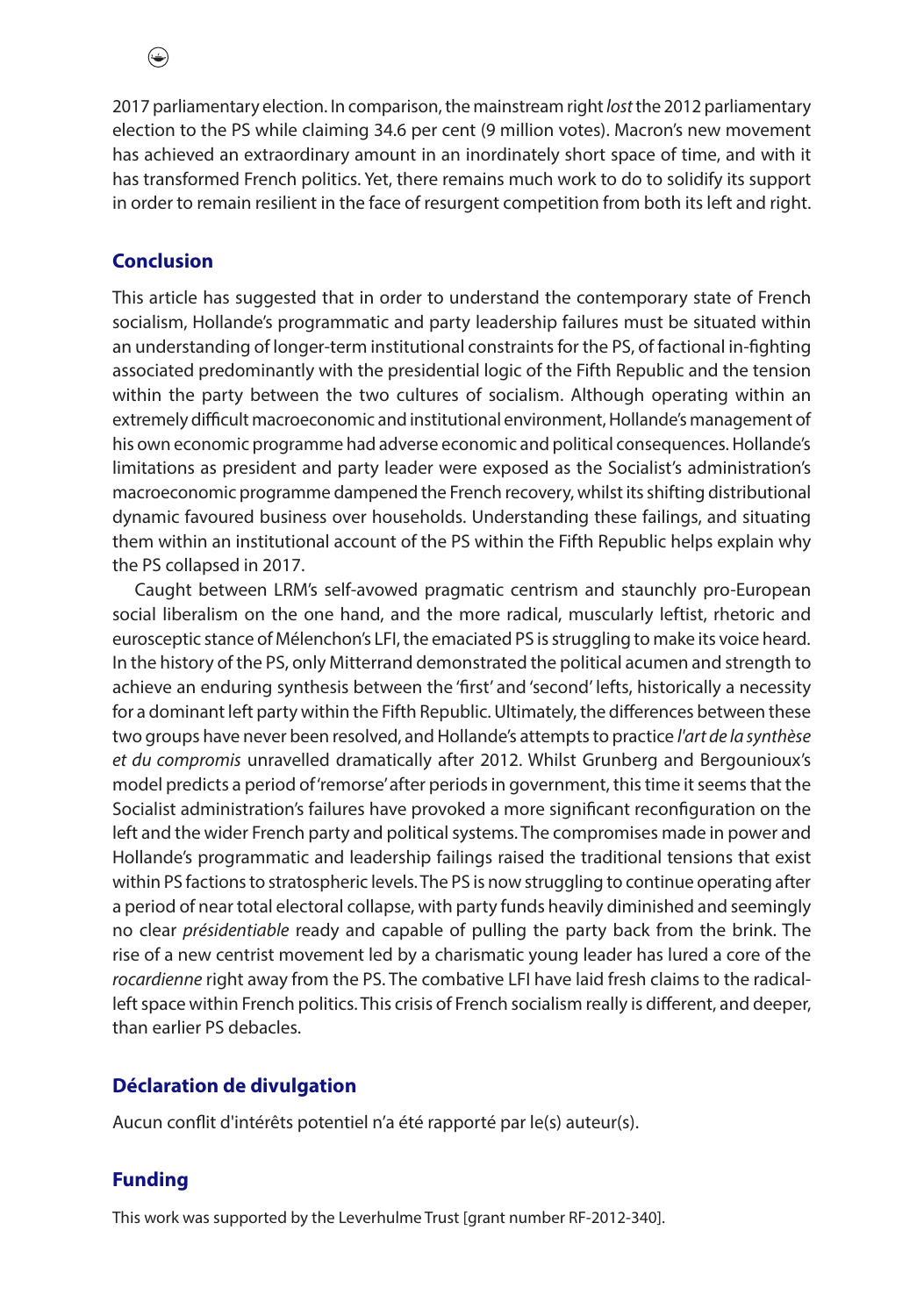2017 parliamentary election. In comparison, the mainstream right *lost* the 2012 parliamentary election to the PS while claiming 34.6 per cent (9 million votes). Macron's new movement has achieved an extraordinary amount in an inordinately short space of time, and with it has transformed French politics. Yet, there remains much work to do to solidify its support in order to remain resilient in the face of resurgent competition from both its left and right.

## Conclusion

This article has suggested that in order to understand the contemporary state of French socialism, Hollande's programmatic and party leadership failures must be situated within an understanding of longer-term institutional constraints for the PS, of factional in-fighting associated predominantly with the presidential logic of the Fifth Republic and the tension within the party between the two cultures of socialism. Although operating within an extremely difficult macroeconomic and institutional environment, Hollande's management of his own economic programme had adverse economic and political consequences. Hollande's limitations as president and party leader were exposed as the Socialist's administration's macroeconomic programme dampened the French recovery, whilst its shifting distributional dynamic favoured business over households. Understanding these failings, and situating them within an institutional account of the PS within the Fifth Republic helps explain why the PS collapsed in 2017.

Caught between LRM's self-avowed pragmatic centrism and staunchly pro-European social liberalism on the one hand, and the more radical, muscularly leftist, rhetoric and eurosceptic stance of Mélenchon's LFI, the emaciated PS is struggling to make its voice heard. In the history of the PS, only Mitterrand demonstrated the political acumen and strength to achieve an enduring synthesis between the 'first' and 'second' lefts, historically a necessity for a dominant left party within the Fifth Republic. Ultimately, the differences between these two groups have never been resolved, and Hollande's attempts to practice *l'art de la synthèse et du compromis* unravelled dramatically after 2012. Whilst Grunberg and Bergounioux's model predicts a period of 'remorse' after periods in government, this time it seems that the Socialist administration's failures have provoked a more significant reconfiguration on the left and the wider French party and political systems. The compromises made in power and Hollande's programmatic and leadership failings raised the traditional tensions that exist within PS factions to stratospheric levels. The PS is now struggling to continue operating after a period of near total electoral collapse, with party funds heavily diminished and seemingly no clear *présidentiable* ready and capable of pulling the party back from the brink. The rise of a new centrist movement led by a charismatic young leader has lured a core of the *rocardienne* right away from the PS. The combative LFI have laid fresh claims to the radical-left space within French politics. This crisis of French socialism really is different, and deeper, than earlier PS debacles.

## Déclaration de divulgation

Aucun conflit d'intérêts potentiel n'a été rapporté par le(s) auteur(s).

## Funding

This work was supported by the Leverhulme Trust [grant number RF-2012-340].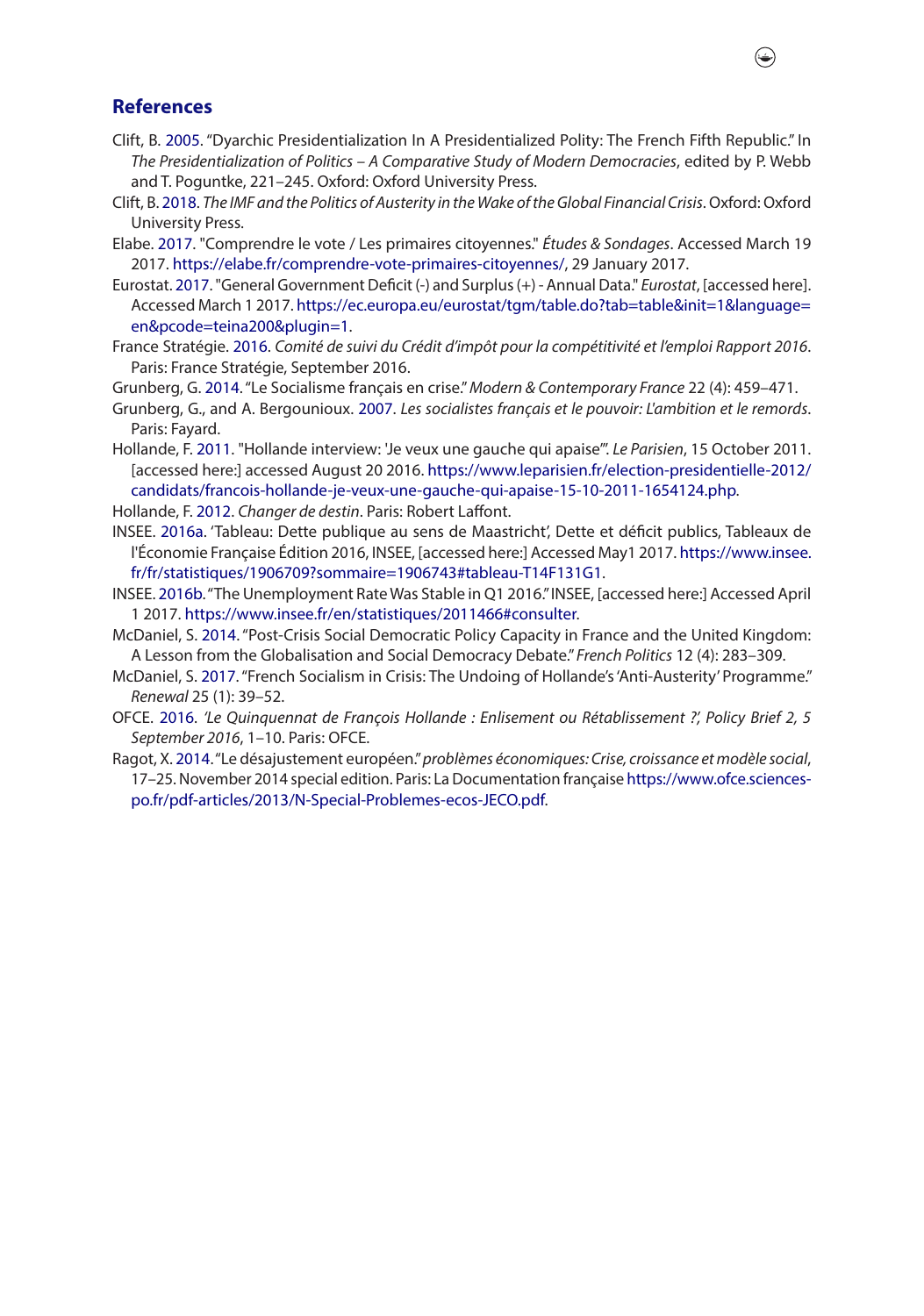## References

Clift, B. 2005. "Dyarchic Presidentialization In A Presidentialized Polity: The French Fifth Republic." In *The Presidentialization of Politics – A Comparative Study of Modern Democracies*, edited by P. Webb and T. Poguntke, 221–245. Oxford: Oxford University Press.

Clift, B. 2018. *The IMF and the Politics of Austerity in the Wake of the Global Financial Crisis*. Oxford: Oxford University Press.

Elabe. 2017. "Comprendre le vote / Les primaires citoyennes." *Études & Sondages*. Accessed March 19 2017. https://elabe.fr/comprendre-vote-primaires-citoyennes/, 29 January 2017.

Eurostat. 2017. "General Government Deficit (-) and Surplus (+) - Annual Data." *Eurostat*, [accessed here]. Accessed March 1 2017. https://ec.europa.eu/eurostat/tgm/table.do?tab=table&init=1&language=en&pcode=teina200&plugin=1.

France Stratégie. 2016. *Comité de suivi du Crédit d'impôt pour la compétitivité et l'emploi Rapport 2016*. Paris: France Stratégie, September 2016.

Grunberg, G. 2014. "Le Socialisme français en crise." *Modern & Contemporary France* 22 (4): 459–471.

Grunberg, G., and A. Bergounioux. 2007. *Les socialistes français et le pouvoir: L'ambition et le remords*. Paris: Fayard.

Hollande, F. 2011. "Hollande interview: 'Je veux une gauche qui apaise'". *Le Parisien*, 15 October 2011. [accessed here:] accessed August 20 2016. https://www.leparisien.fr/election-presidentielle-2012/candidats/francois-hollande-je-veux-une-gauche-qui-apaise-15-10-2011-1654124.php.

Hollande, F. 2012. *Changer de destin*. Paris: Robert Laffont.

INSEE. 2016a. 'Tableau: Dette publique au sens de Maastricht', Dette et déficit publics, Tableaux de l'Économie Française Édition 2016, INSEE, [accessed here:] Accessed May1 2017. https://www.insee.fr/fr/statistiques/1906709?sommaire=1906743#tableau-T14F131G1.

INSEE. 2016b. "The Unemployment Rate Was Stable in Q1 2016." INSEE, [accessed here:] Accessed April 1 2017. https://www.insee.fr/en/statistiques/2011466#consulter.

McDaniel, S. 2014. "Post-Crisis Social Democratic Policy Capacity in France and the United Kingdom: A Lesson from the Globalisation and Social Democracy Debate." *French Politics* 12 (4): 283–309.

McDaniel, S. 2017. "French Socialism in Crisis: The Undoing of Hollande's 'Anti-Austerity' Programme." *Renewal* 25 (1): 39–52.

OFCE. 2016. *'Le Quinquennat de François Hollande : Enlisement ou Rétablissement ?', Policy Brief 2, 5 September 2016*, 1–10. Paris: OFCE.

Ragot, X. 2014. "Le désajustement européen." *problèmes économiques: Crise, croissance et modèle social*, 17–25. November 2014 special edition. Paris: La Documentation française https://www.ofce.sciences-po.fr/pdf-articles/2013/N-Special-Problemes-ecos-JECO.pdf.